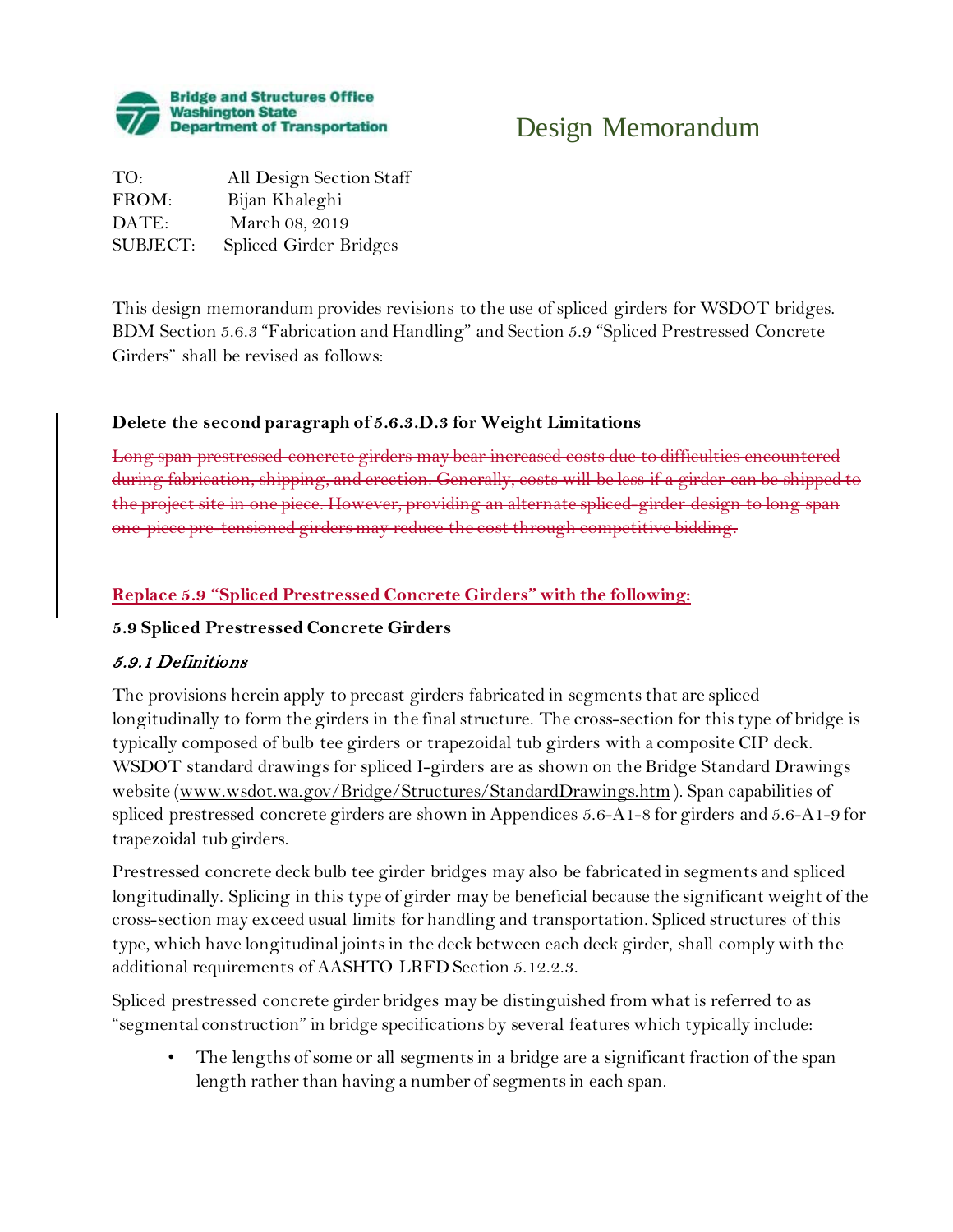Bridge and Structures Office
Washington State
Department of Transportation

# Design Memorandum

TO: All Design Section Staff
FROM: Bijan Khaleghi
DATE: March 08, 2019
SUBJECT: Spliced Girder Bridges

This design memorandum provides revisions to the use of spliced girders for WSDOT bridges. BDM Section 5.6.3 "Fabrication and Handling" and Section 5.9 "Spliced Prestressed Concrete Girders" shall be revised as follows:

**Delete the second paragraph of 5.6.3.D.3 for Weight Limitations**

~~Long span prestressed concrete girders may bear increased costs due to difficulties encountered during fabrication, shipping, and erection. Generally, costs will be less if a girder can be shipped to the project site in one piece. However, providing an alternate spliced-girder design to long span one-piece pre-tensioned girders may reduce the cost through competitive bidding.~~

**Replace 5.9 "Spliced Prestressed Concrete Girders" with the following:**

## 5.9 Spliced Prestressed Concrete Girders

### *5.9.1 Definitions*

The provisions herein apply to precast girders fabricated in segments that are spliced longitudinally to form the girders in the final structure. The cross-section for this type of bridge is typically composed of bulb tee girders or trapezoidal tub girders with a composite CIP deck. WSDOT standard drawings for spliced I-girders are as shown on the Bridge Standard Drawings website (www.wsdot.wa.gov/Bridge/Structures/StandardDrawings.htm ). Span capabilities of spliced prestressed concrete girders are shown in Appendices 5.6-A1-8 for girders and 5.6-A1-9 for trapezoidal tub girders.

Prestressed concrete deck bulb tee girder bridges may also be fabricated in segments and spliced longitudinally. Splicing in this type of girder may be beneficial because the significant weight of the cross-section may exceed usual limits for handling and transportation. Spliced structures of this type, which have longitudinal joints in the deck between each deck girder, shall comply with the additional requirements of AASHTO LRFD Section 5.12.2.3.

Spliced prestressed concrete girder bridges may be distinguished from what is referred to as "segmental construction" in bridge specifications by several features which typically include:

- The lengths of some or all segments in a bridge are a significant fraction of the span length rather than having a number of segments in each span.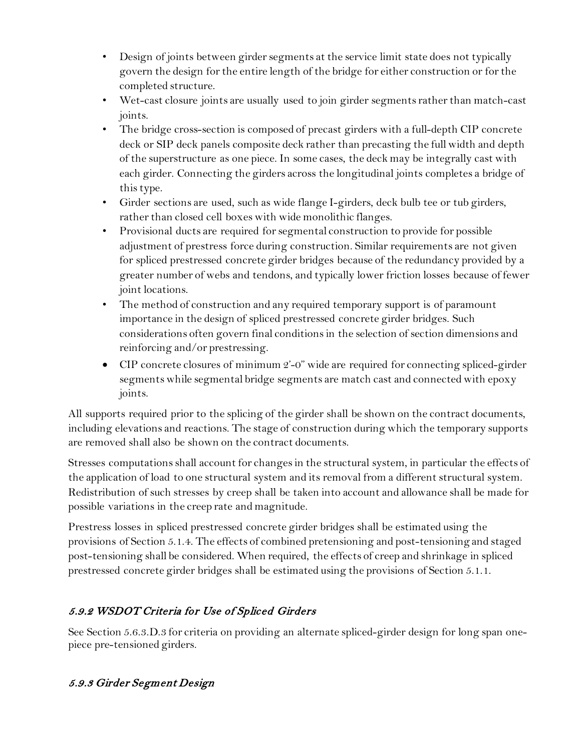- Design of joints between girder segments at the service limit state does not typically govern the design for the entire length of the bridge for either construction or for the completed structure.
- Wet-cast closure joints are usually used to join girder segments rather than match-cast joints.
- The bridge cross-section is composed of precast girders with a full-depth CIP concrete deck or SIP deck panels composite deck rather than precasting the full width and depth of the superstructure as one piece. In some cases, the deck may be integrally cast with each girder. Connecting the girders across the longitudinal joints completes a bridge of this type.
- Girder sections are used, such as wide flange I-girders, deck bulb tee or tub girders, rather than closed cell boxes with wide monolithic flanges.
- Provisional ducts are required for segmental construction to provide for possible adjustment of prestress force during construction. Similar requirements are not given for spliced prestressed concrete girder bridges because of the redundancy provided by a greater number of webs and tendons, and typically lower friction losses because of fewer joint locations.
- The method of construction and any required temporary support is of paramount importance in the design of spliced prestressed concrete girder bridges. Such considerations often govern final conditions in the selection of section dimensions and reinforcing and/or prestressing.
- CIP concrete closures of minimum 2'-0" wide are required for connecting spliced-girder segments while segmental bridge segments are match cast and connected with epoxy joints.

All supports required prior to the splicing of the girder shall be shown on the contract documents, including elevations and reactions. The stage of construction during which the temporary supports are removed shall also be shown on the contract documents.

Stresses computations shall account for changes in the structural system, in particular the effects of the application of load to one structural system and its removal from a different structural system. Redistribution of such stresses by creep shall be taken into account and allowance shall be made for possible variations in the creep rate and magnitude.

Prestress losses in spliced prestressed concrete girder bridges shall be estimated using the provisions of Section 5.1.4. The effects of combined pretensioning and post-tensioning and staged post-tensioning shall be considered. When required, the effects of creep and shrinkage in spliced prestressed concrete girder bridges shall be estimated using the provisions of Section 5.1.1.

### *5.9.2 WSDOT Criteria for Use of Spliced Girders*

See Section 5.6.3.D.3 for criteria on providing an alternate spliced-girder design for long span one-piece pre-tensioned girders.

### *5.9.3 Girder Segment Design*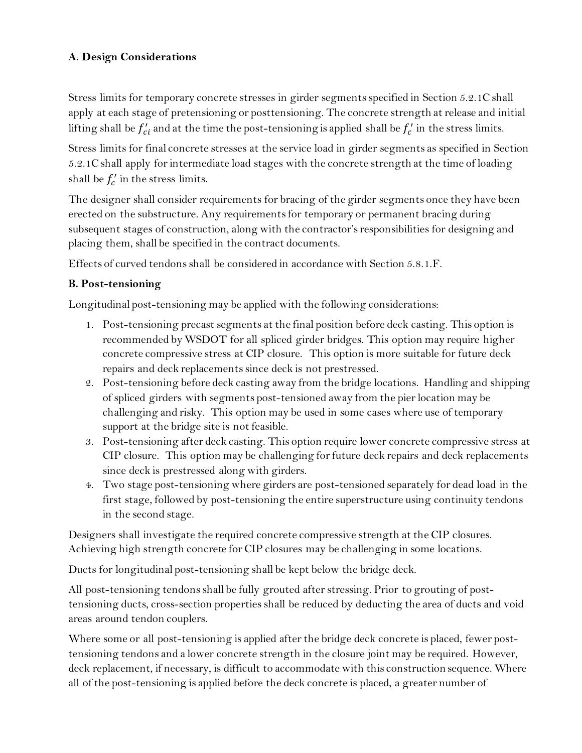**A. Design Considerations**

Stress limits for temporary concrete stresses in girder segments specified in Section 5.2.1C shall apply at each stage of pretensioning or posttensioning. The concrete strength at release and initial lifting shall be $f'_{ci}$ and at the time the post-tensioning is applied shall be $f'_c$ in the stress limits.

Stress limits for final concrete stresses at the service load in girder segments as specified in Section 5.2.1C shall apply for intermediate load stages with the concrete strength at the time of loading shall be $f'_c$ in the stress limits.

The designer shall consider requirements for bracing of the girder segments once they have been erected on the substructure. Any requirements for temporary or permanent bracing during subsequent stages of construction, along with the contractor's responsibilities for designing and placing them, shall be specified in the contract documents.

Effects of curved tendons shall be considered in accordance with Section 5.8.1.F.

**B. Post-tensioning**

Longitudinal post-tensioning may be applied with the following considerations:

1. Post-tensioning precast segments at the final position before deck casting. This option is recommended by WSDOT for all spliced girder bridges. This option may require higher concrete compressive stress at CIP closure. This option is more suitable for future deck repairs and deck replacements since deck is not prestressed.
2. Post-tensioning before deck casting away from the bridge locations. Handling and shipping of spliced girders with segments post-tensioned away from the pier location may be challenging and risky. This option may be used in some cases where use of temporary support at the bridge site is not feasible.
3. Post-tensioning after deck casting. This option require lower concrete compressive stress at CIP closure. This option may be challenging for future deck repairs and deck replacements since deck is prestressed along with girders.
4. Two stage post-tensioning where girders are post-tensioned separately for dead load in the first stage, followed by post-tensioning the entire superstructure using continuity tendons in the second stage.

Designers shall investigate the required concrete compressive strength at the CIP closures. Achieving high strength concrete for CIP closures may be challenging in some locations.

Ducts for longitudinal post-tensioning shall be kept below the bridge deck.

All post-tensioning tendons shall be fully grouted after stressing. Prior to grouting of post-tensioning ducts, cross-section properties shall be reduced by deducting the area of ducts and void areas around tendon couplers.

Where some or all post-tensioning is applied after the bridge deck concrete is placed, fewer post-tensioning tendons and a lower concrete strength in the closure joint may be required. However, deck replacement, if necessary, is difficult to accommodate with this construction sequence. Where all of the post-tensioning is applied before the deck concrete is placed, a greater number of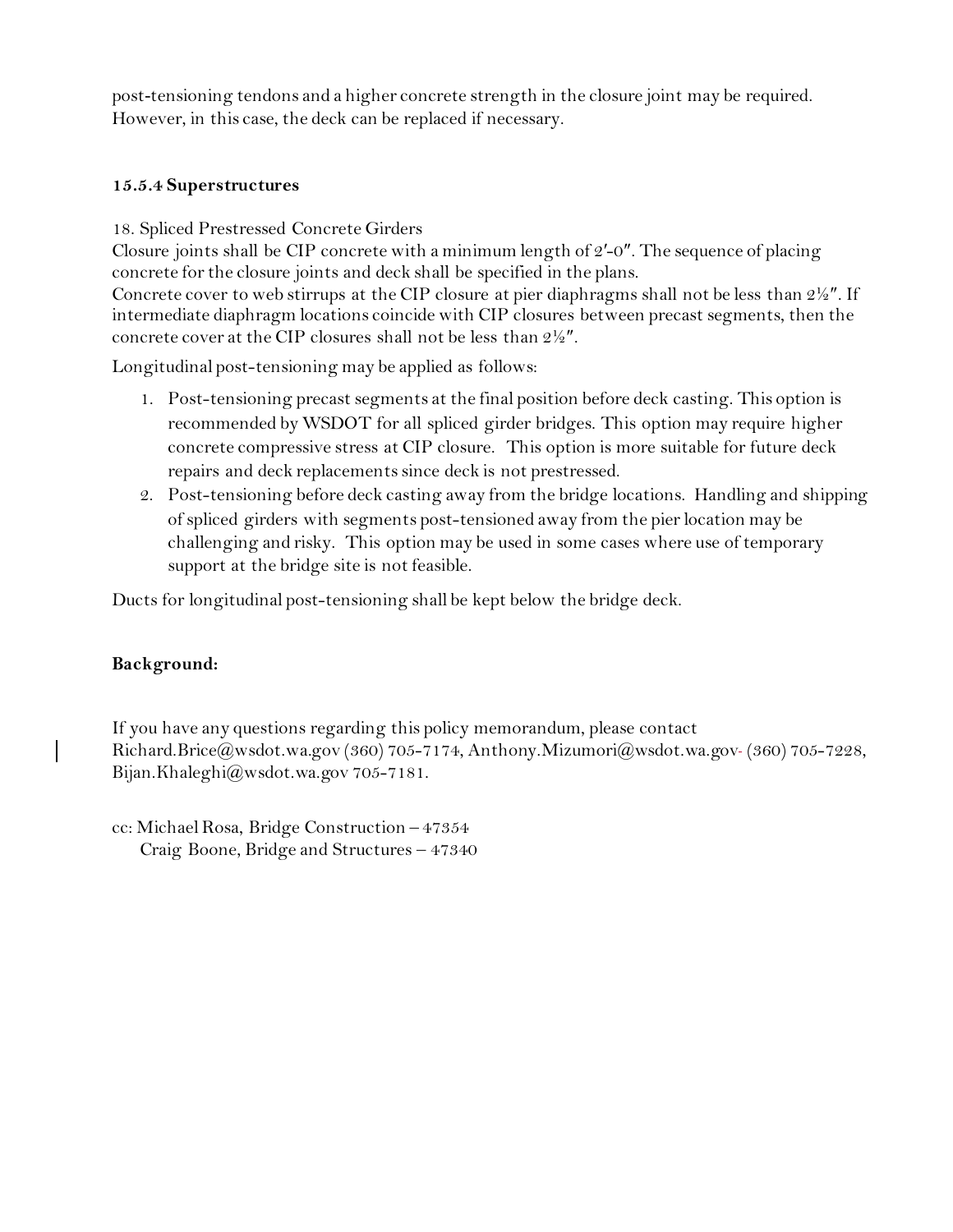post-tensioning tendons and a higher concrete strength in the closure joint may be required. However, in this case, the deck can be replaced if necessary.

**15.5.4 Superstructures**

18. Spliced Prestressed Concrete Girders

Closure joints shall be CIP concrete with a minimum length of 2′-0″. The sequence of placing concrete for the closure joints and deck shall be specified in the plans.

Concrete cover to web stirrups at the CIP closure at pier diaphragms shall not be less than 2½″. If intermediate diaphragm locations coincide with CIP closures between precast segments, then the concrete cover at the CIP closures shall not be less than 2½″.

Longitudinal post-tensioning may be applied as follows:

1. Post-tensioning precast segments at the final position before deck casting. This option is recommended by WSDOT for all spliced girder bridges. This option may require higher concrete compressive stress at CIP closure. This option is more suitable for future deck repairs and deck replacements since deck is not prestressed.
2. Post-tensioning before deck casting away from the bridge locations. Handling and shipping of spliced girders with segments post-tensioned away from the pier location may be challenging and risky. This option may be used in some cases where use of temporary support at the bridge site is not feasible.

Ducts for longitudinal post-tensioning shall be kept below the bridge deck.

**Background:**

If you have any questions regarding this policy memorandum, please contact Richard.Brice@wsdot.wa.gov (360) 705-7174, Anthony.Mizumori@wsdot.wa.gov- (360) 705-7228, Bijan.Khaleghi@wsdot.wa.gov 705-7181.

cc: Michael Rosa, Bridge Construction – 47354
Craig Boone, Bridge and Structures – 47340